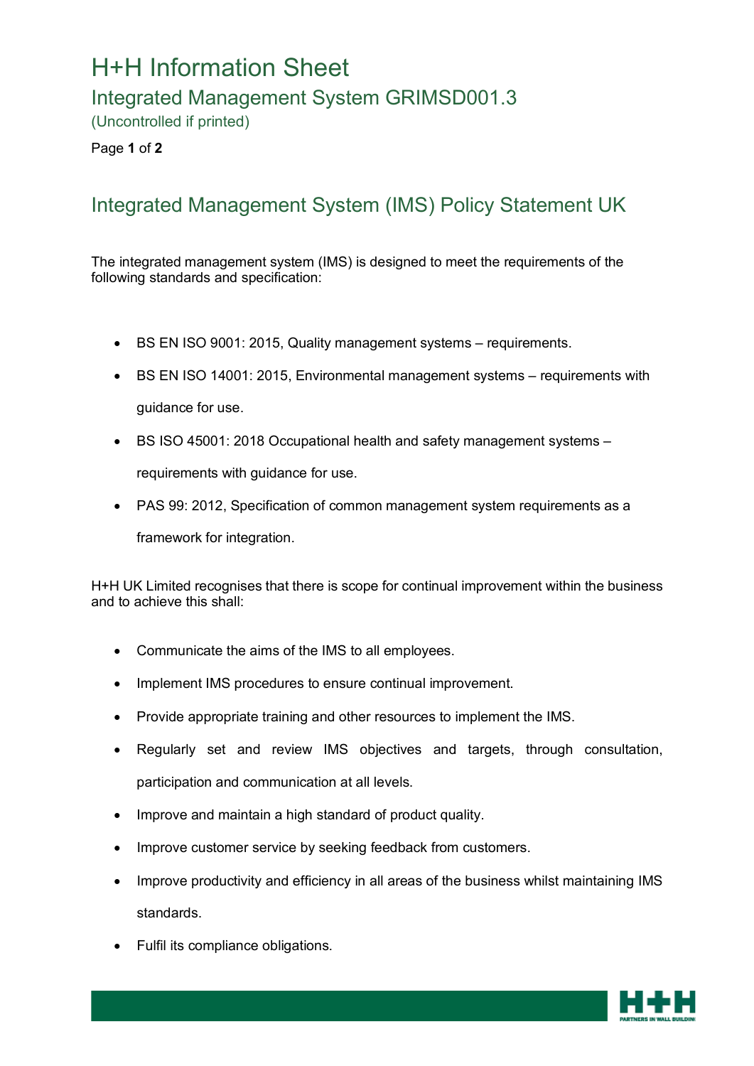# H+H Information Sheet

## Integrated Management System GRIMSD001.3

(Uncontrolled if printed)

## Integrated Management System (IMS) Policy Statement UK

The integrated management system (IMS) is designed to meet the requirements of the following standards and specification:

- BS EN ISO 9001: 2015, Quality management systems – requirements.
- BS EN ISO 14001: 2015, Environmental management systems – requirements with guidance for use.
- BS ISO 45001: 2018 Occupational health and safety management systems – requirements with guidance for use.
- PAS 99: 2012, Specification of common management system requirements as a framework for integration.

H+H UK Limited recognises that there is scope for continual improvement within the business and to achieve this shall:

- Communicate the aims of the IMS to all employees.
- Implement IMS procedures to ensure continual improvement.
- Provide appropriate training and other resources to implement the IMS.
- Regularly set and review IMS objectives and targets, through consultation, participation and communication at all levels.
- Improve and maintain a high standard of product quality.
- Improve customer service by seeking feedback from customers.
- Improve productivity and efficiency in all areas of the business whilst maintaining IMS standards.
- Fulfil its compliance obligations.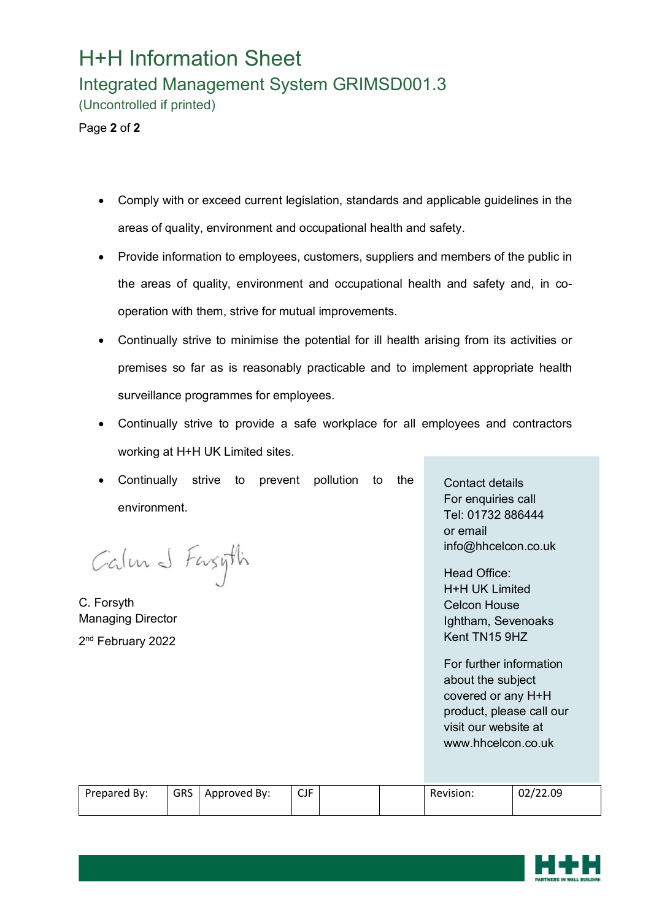- Comply with or exceed current legislation, standards and applicable guidelines in the areas of quality, environment and occupational health and safety.
- Provide information to employees, customers, suppliers and members of the public in the areas of quality, environment and occupational health and safety and, in co-operation with them, strive for mutual improvements.
- Continually strive to minimise the potential for ill health arising from its activities or premises so far as is reasonably practicable and to implement appropriate health surveillance programmes for employees.
- Continually strive to provide a safe workplace for all employees and contractors working at H+H UK Limited sites.
- Continually strive to prevent pollution to the environment.

Calum J Forsyth

C. Forsyth
Managing Director
2nd February 2022

Contact details
For enquiries call
Tel: 01732 886444
or email
info@hhcelcon.co.uk

Head Office:
H+H UK Limited
Celcon House
Ightham, Sevenoaks
Kent TN15 9HZ

For further information about the subject covered or any H+H product, please call our visit our website at www.hhcelcon.co.uk

| | | | | | | | |
|---|---|---|---|---|---|---|---|
| Prepared By: | GRS | Approved By: | CJF | | | Revision: | 02/22.09 |